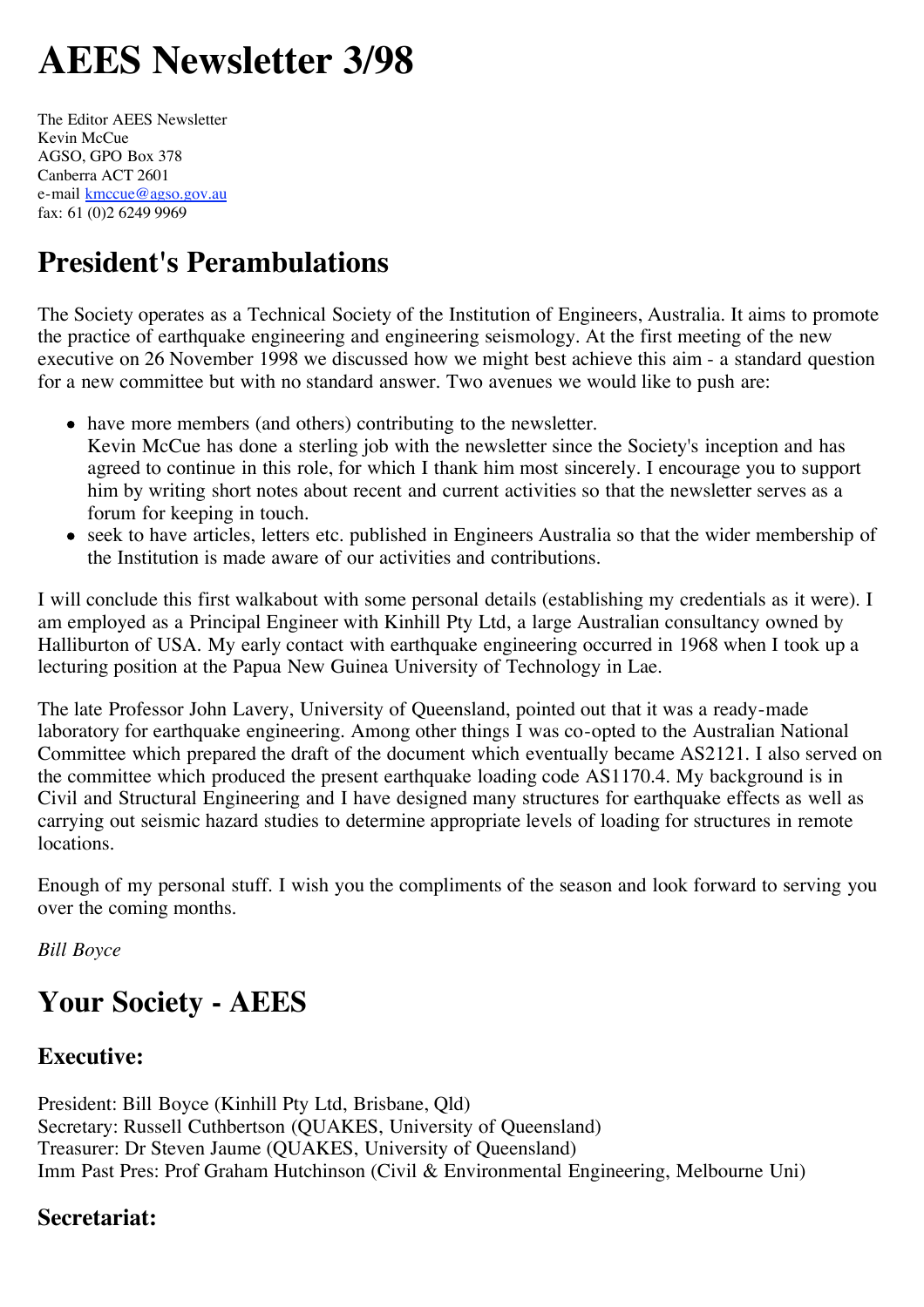# AEES Newsletter 3/98

The Editor AEES Newsletter
Kevin McCue
AGSO, GPO Box 378
Canberra ACT 2601
e-mail kmccue@agso.gov.au
fax: 61 (0)2 6249 9969

# President's Perambulations

The Society operates as a Technical Society of the Institution of Engineers, Australia. It aims to promote the practice of earthquake engineering and engineering seismology. At the first meeting of the new executive on 26 November 1998 we discussed how we might best achieve this aim - a standard question for a new committee but with no standard answer. Two avenues we would like to push are:

- have more members (and others) contributing to the newsletter.
  Kevin McCue has done a sterling job with the newsletter since the Society's inception and has agreed to continue in this role, for which I thank him most sincerely. I encourage you to support him by writing short notes about recent and current activities so that the newsletter serves as a forum for keeping in touch.
- seek to have articles, letters etc. published in Engineers Australia so that the wider membership of the Institution is made aware of our activities and contributions.

I will conclude this first walkabout with some personal details (establishing my credentials as it were). I am employed as a Principal Engineer with Kinhill Pty Ltd, a large Australian consultancy owned by Halliburton of USA. My early contact with earthquake engineering occurred in 1968 when I took up a lecturing position at the Papua New Guinea University of Technology in Lae.

The late Professor John Lavery, University of Queensland, pointed out that it was a ready-made laboratory for earthquake engineering. Among other things I was co-opted to the Australian National Committee which prepared the draft of the document which eventually became AS2121. I also served on the committee which produced the present earthquake loading code AS1170.4. My background is in Civil and Structural Engineering and I have designed many structures for earthquake effects as well as carrying out seismic hazard studies to determine appropriate levels of loading for structures in remote locations.

Enough of my personal stuff. I wish you the compliments of the season and look forward to serving you over the coming months.

*Bill Boyce*

# Your Society - AEES

## Executive:

President: Bill Boyce (Kinhill Pty Ltd, Brisbane, Qld)
Secretary: Russell Cuthbertson (QUAKES, University of Queensland)
Treasurer: Dr Steven Jaume (QUAKES, University of Queensland)
Imm Past Pres: Prof Graham Hutchinson (Civil & Environmental Engineering, Melbourne Uni)

## Secretariat: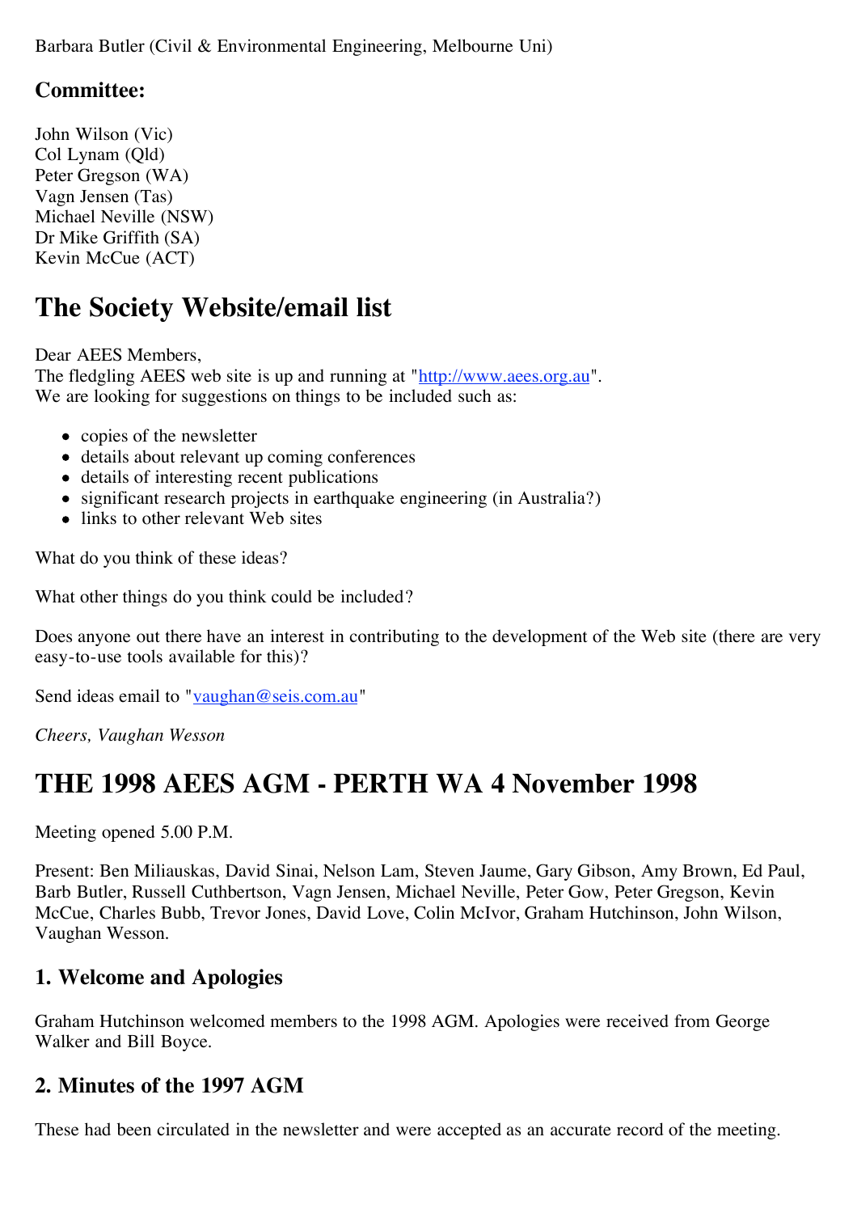Barbara Butler (Civil & Environmental Engineering, Melbourne Uni)

### Committee:

John Wilson (Vic)
Col Lynam (Qld)
Peter Gregson (WA)
Vagn Jensen (Tas)
Michael Neville (NSW)
Dr Mike Griffith (SA)
Kevin McCue (ACT)

# The Society Website/email list

Dear AEES Members,
The fledgling AEES web site is up and running at "http://www.aees.org.au".
We are looking for suggestions on things to be included such as:

- copies of the newsletter
- details about relevant up coming conferences
- details of interesting recent publications
- significant research projects in earthquake engineering (in Australia?)
- links to other relevant Web sites

What do you think of these ideas?

What other things do you think could be included?

Does anyone out there have an interest in contributing to the development of the Web site (there are very easy-to-use tools available for this)?

Send ideas email to "vaughan@seis.com.au"

*Cheers, Vaughan Wesson*

# THE 1998 AEES AGM - PERTH WA 4 November 1998

Meeting opened 5.00 P.M.

Present: Ben Miliauskas, David Sinai, Nelson Lam, Steven Jaume, Gary Gibson, Amy Brown, Ed Paul, Barb Butler, Russell Cuthbertson, Vagn Jensen, Michael Neville, Peter Gow, Peter Gregson, Kevin McCue, Charles Bubb, Trevor Jones, David Love, Colin McIvor, Graham Hutchinson, John Wilson, Vaughan Wesson.

### 1. Welcome and Apologies

Graham Hutchinson welcomed members to the 1998 AGM. Apologies were received from George Walker and Bill Boyce.

### 2. Minutes of the 1997 AGM

These had been circulated in the newsletter and were accepted as an accurate record of the meeting.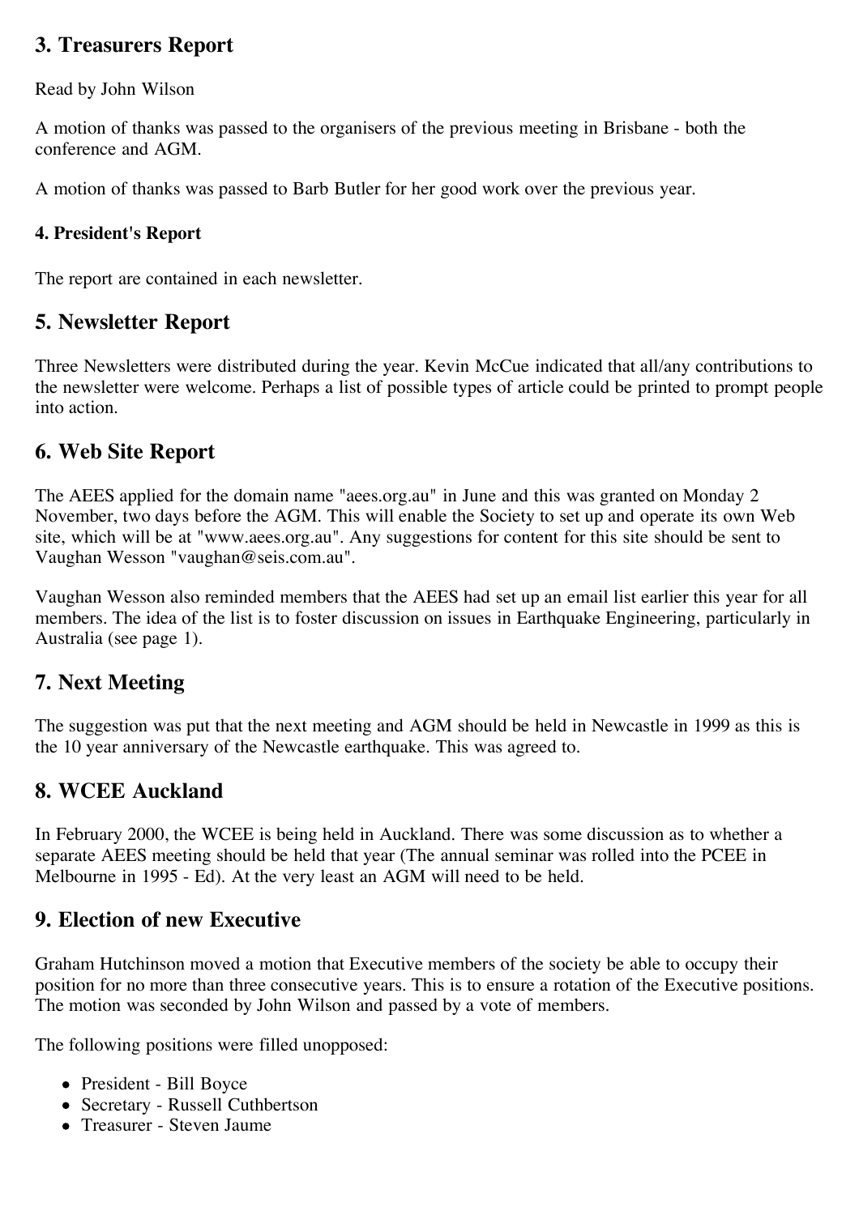## 3. Treasurers Report

Read by John Wilson

A motion of thanks was passed to the organisers of the previous meeting in Brisbane - both the conference and AGM.

A motion of thanks was passed to Barb Butler for her good work over the previous year.

#### 4. President's Report

The report are contained in each newsletter.

## 5. Newsletter Report

Three Newsletters were distributed during the year. Kevin McCue indicated that all/any contributions to the newsletter were welcome. Perhaps a list of possible types of article could be printed to prompt people into action.

## 6. Web Site Report

The AEES applied for the domain name "aees.org.au" in June and this was granted on Monday 2 November, two days before the AGM. This will enable the Society to set up and operate its own Web site, which will be at "www.aees.org.au". Any suggestions for content for this site should be sent to Vaughan Wesson "vaughan@seis.com.au".

Vaughan Wesson also reminded members that the AEES had set up an email list earlier this year for all members. The idea of the list is to foster discussion on issues in Earthquake Engineering, particularly in Australia (see page 1).

## 7. Next Meeting

The suggestion was put that the next meeting and AGM should be held in Newcastle in 1999 as this is the 10 year anniversary of the Newcastle earthquake. This was agreed to.

## 8. WCEE Auckland

In February 2000, the WCEE is being held in Auckland. There was some discussion as to whether a separate AEES meeting should be held that year (The annual seminar was rolled into the PCEE in Melbourne in 1995 - Ed). At the very least an AGM will need to be held.

## 9. Election of new Executive

Graham Hutchinson moved a motion that Executive members of the society be able to occupy their position for no more than three consecutive years. This is to ensure a rotation of the Executive positions. The motion was seconded by John Wilson and passed by a vote of members.

The following positions were filled unopposed:

- President - Bill Boyce
- Secretary - Russell Cuthbertson
- Treasurer - Steven Jaume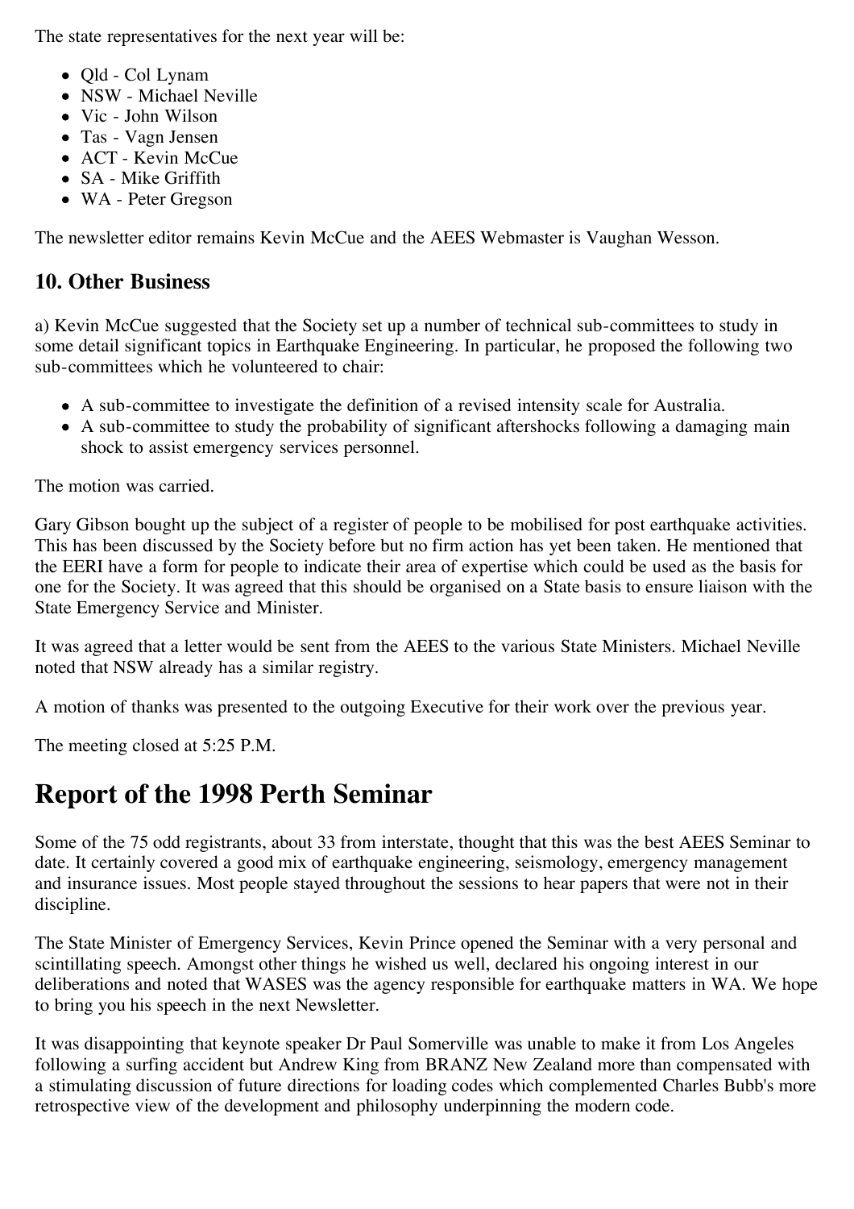The state representatives for the next year will be:

- Qld - Col Lynam
- NSW - Michael Neville
- Vic - John Wilson
- Tas - Vagn Jensen
- ACT - Kevin McCue
- SA - Mike Griffith
- WA - Peter Gregson

The newsletter editor remains Kevin McCue and the AEES Webmaster is Vaughan Wesson.

### 10. Other Business

a) Kevin McCue suggested that the Society set up a number of technical sub-committees to study in some detail significant topics in Earthquake Engineering. In particular, he proposed the following two sub-committees which he volunteered to chair:

- A sub-committee to investigate the definition of a revised intensity scale for Australia.
- A sub-committee to study the probability of significant aftershocks following a damaging main shock to assist emergency services personnel.

The motion was carried.

Gary Gibson bought up the subject of a register of people to be mobilised for post earthquake activities. This has been discussed by the Society before but no firm action has yet been taken. He mentioned that the EERI have a form for people to indicate their area of expertise which could be used as the basis for one for the Society. It was agreed that this should be organised on a State basis to ensure liaison with the State Emergency Service and Minister.

It was agreed that a letter would be sent from the AEES to the various State Ministers. Michael Neville noted that NSW already has a similar registry.

A motion of thanks was presented to the outgoing Executive for their work over the previous year.

The meeting closed at 5:25 P.M.

## Report of the 1998 Perth Seminar

Some of the 75 odd registrants, about 33 from interstate, thought that this was the best AEES Seminar to date. It certainly covered a good mix of earthquake engineering, seismology, emergency management and insurance issues. Most people stayed throughout the sessions to hear papers that were not in their discipline.

The State Minister of Emergency Services, Kevin Prince opened the Seminar with a very personal and scintillating speech. Amongst other things he wished us well, declared his ongoing interest in our deliberations and noted that WASES was the agency responsible for earthquake matters in WA. We hope to bring you his speech in the next Newsletter.

It was disappointing that keynote speaker Dr Paul Somerville was unable to make it from Los Angeles following a surfing accident but Andrew King from BRANZ New Zealand more than compensated with a stimulating discussion of future directions for loading codes which complemented Charles Bubb's more retrospective view of the development and philosophy underpinning the modern code.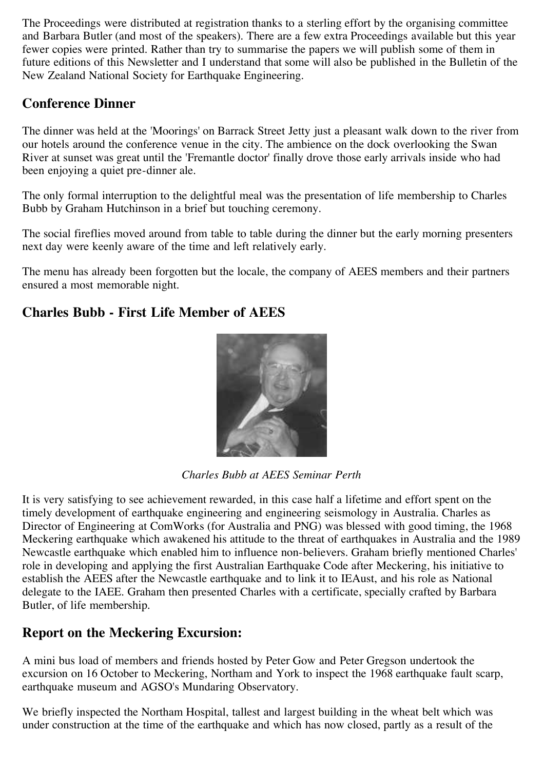The Proceedings were distributed at registration thanks to a sterling effort by the organising committee and Barbara Butler (and most of the speakers). There are a few extra Proceedings available but this year fewer copies were printed. Rather than try to summarise the papers we will publish some of them in future editions of this Newsletter and I understand that some will also be published in the Bulletin of the New Zealand National Society for Earthquake Engineering.

## Conference Dinner

The dinner was held at the 'Moorings' on Barrack Street Jetty just a pleasant walk down to the river from our hotels around the conference venue in the city. The ambience on the dock overlooking the Swan River at sunset was great until the 'Fremantle doctor' finally drove those early arrivals inside who had been enjoying a quiet pre-dinner ale.

The only formal interruption to the delightful meal was the presentation of life membership to Charles Bubb by Graham Hutchinson in a brief but touching ceremony.

The social fireflies moved around from table to table during the dinner but the early morning presenters next day were keenly aware of the time and left relatively early.

The menu has already been forgotten but the locale, the company of AEES members and their partners ensured a most memorable night.

## Charles Bubb - First Life Member of AEES

*Charles Bubb at AEES Seminar Perth*

It is very satisfying to see achievement rewarded, in this case half a lifetime and effort spent on the timely development of earthquake engineering and engineering seismology in Australia. Charles as Director of Engineering at ComWorks (for Australia and PNG) was blessed with good timing, the 1968 Meckering earthquake which awakened his attitude to the threat of earthquakes in Australia and the 1989 Newcastle earthquake which enabled him to influence non-believers. Graham briefly mentioned Charles' role in developing and applying the first Australian Earthquake Code after Meckering, his initiative to establish the AEES after the Newcastle earthquake and to link it to IEAust, and his role as National delegate to the IAEE. Graham then presented Charles with a certificate, specially crafted by Barbara Butler, of life membership.

## Report on the Meckering Excursion:

A mini bus load of members and friends hosted by Peter Gow and Peter Gregson undertook the excursion on 16 October to Meckering, Northam and York to inspect the 1968 earthquake fault scarp, earthquake museum and AGSO's Mundaring Observatory.

We briefly inspected the Northam Hospital, tallest and largest building in the wheat belt which was under construction at the time of the earthquake and which has now closed, partly as a result of the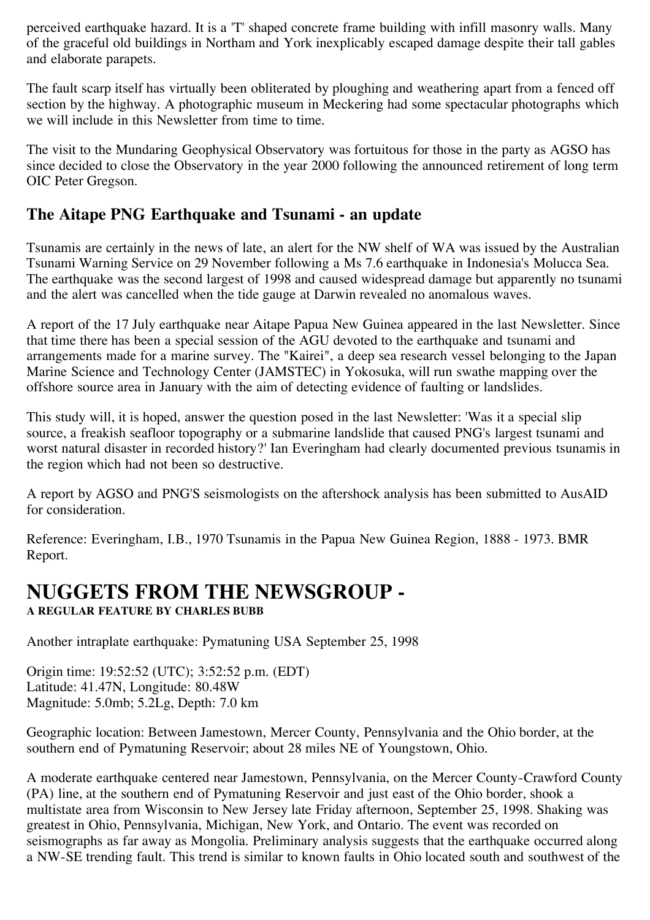perceived earthquake hazard. It is a 'T' shaped concrete frame building with infill masonry walls. Many of the graceful old buildings in Northam and York inexplicably escaped damage despite their tall gables and elaborate parapets.

The fault scarp itself has virtually been obliterated by ploughing and weathering apart from a fenced off section by the highway. A photographic museum in Meckering had some spectacular photographs which we will include in this Newsletter from time to time.

The visit to the Mundaring Geophysical Observatory was fortuitous for those in the party as AGSO has since decided to close the Observatory in the year 2000 following the announced retirement of long term OIC Peter Gregson.

## The Aitape PNG Earthquake and Tsunami - an update

Tsunamis are certainly in the news of late, an alert for the NW shelf of WA was issued by the Australian Tsunami Warning Service on 29 November following a Ms 7.6 earthquake in Indonesia's Molucca Sea. The earthquake was the second largest of 1998 and caused widespread damage but apparently no tsunami and the alert was cancelled when the tide gauge at Darwin revealed no anomalous waves.

A report of the 17 July earthquake near Aitape Papua New Guinea appeared in the last Newsletter. Since that time there has been a special session of the AGU devoted to the earthquake and tsunami and arrangements made for a marine survey. The "Kairei", a deep sea research vessel belonging to the Japan Marine Science and Technology Center (JAMSTEC) in Yokosuka, will run swathe mapping over the offshore source area in January with the aim of detecting evidence of faulting or landslides.

This study will, it is hoped, answer the question posed in the last Newsletter: 'Was it a special slip source, a freakish seafloor topography or a submarine landslide that caused PNG's largest tsunami and worst natural disaster in recorded history?' Ian Everingham had clearly documented previous tsunamis in the region which had not been so destructive.

A report by AGSO and PNG'S seismologists on the aftershock analysis has been submitted to AusAID for consideration.

Reference: Everingham, I.B., 1970 Tsunamis in the Papua New Guinea Region, 1888 - 1973. BMR Report.

# NUGGETS FROM THE NEWSGROUP -

**A REGULAR FEATURE BY CHARLES BUBB**

Another intraplate earthquake: Pymatuning USA September 25, 1998

Origin time: 19:52:52 (UTC); 3:52:52 p.m. (EDT)
Latitude: 41.47N, Longitude: 80.48W
Magnitude: 5.0mb; 5.2Lg, Depth: 7.0 km

Geographic location: Between Jamestown, Mercer County, Pennsylvania and the Ohio border, at the southern end of Pymatuning Reservoir; about 28 miles NE of Youngstown, Ohio.

A moderate earthquake centered near Jamestown, Pennsylvania, on the Mercer County-Crawford County (PA) line, at the southern end of Pymatuning Reservoir and just east of the Ohio border, shook a multistate area from Wisconsin to New Jersey late Friday afternoon, September 25, 1998. Shaking was greatest in Ohio, Pennsylvania, Michigan, New York, and Ontario. The event was recorded on seismographs as far away as Mongolia. Preliminary analysis suggests that the earthquake occurred along a NW-SE trending fault. This trend is similar to known faults in Ohio located south and southwest of the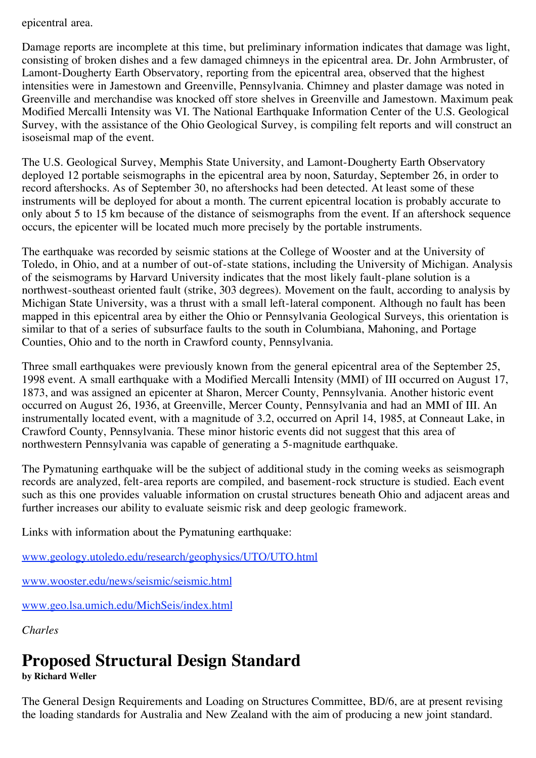epicentral area.

Damage reports are incomplete at this time, but preliminary information indicates that damage was light, consisting of broken dishes and a few damaged chimneys in the epicentral area. Dr. John Armbruster, of Lamont-Dougherty Earth Observatory, reporting from the epicentral area, observed that the highest intensities were in Jamestown and Greenville, Pennsylvania. Chimney and plaster damage was noted in Greenville and merchandise was knocked off store shelves in Greenville and Jamestown. Maximum peak Modified Mercalli Intensity was VI. The National Earthquake Information Center of the U.S. Geological Survey, with the assistance of the Ohio Geological Survey, is compiling felt reports and will construct an isoseismal map of the event.

The U.S. Geological Survey, Memphis State University, and Lamont-Dougherty Earth Observatory deployed 12 portable seismographs in the epicentral area by noon, Saturday, September 26, in order to record aftershocks. As of September 30, no aftershocks had been detected. At least some of these instruments will be deployed for about a month. The current epicentral location is probably accurate to only about 5 to 15 km because of the distance of seismographs from the event. If an aftershock sequence occurs, the epicenter will be located much more precisely by the portable instruments.

The earthquake was recorded by seismic stations at the College of Wooster and at the University of Toledo, in Ohio, and at a number of out-of-state stations, including the University of Michigan. Analysis of the seismograms by Harvard University indicates that the most likely fault-plane solution is a northwest-southeast oriented fault (strike, 303 degrees). Movement on the fault, according to analysis by Michigan State University, was a thrust with a small left-lateral component. Although no fault has been mapped in this epicentral area by either the Ohio or Pennsylvania Geological Surveys, this orientation is similar to that of a series of subsurface faults to the south in Columbiana, Mahoning, and Portage Counties, Ohio and to the north in Crawford county, Pennsylvania.

Three small earthquakes were previously known from the general epicentral area of the September 25, 1998 event. A small earthquake with a Modified Mercalli Intensity (MMI) of III occurred on August 17, 1873, and was assigned an epicenter at Sharon, Mercer County, Pennsylvania. Another historic event occurred on August 26, 1936, at Greenville, Mercer County, Pennsylvania and had an MMI of III. An instrumentally located event, with a magnitude of 3.2, occurred on April 14, 1985, at Conneaut Lake, in Crawford County, Pennsylvania. These minor historic events did not suggest that this area of northwestern Pennsylvania was capable of generating a 5-magnitude earthquake.

The Pymatuning earthquake will be the subject of additional study in the coming weeks as seismograph records are analyzed, felt-area reports are compiled, and basement-rock structure is studied. Each event such as this one provides valuable information on crustal structures beneath Ohio and adjacent areas and further increases our ability to evaluate seismic risk and deep geologic framework.

Links with information about the Pymatuning earthquake:

www.geology.utoledo.edu/research/geophysics/UTO/UTO.html

www.wooster.edu/news/seismic/seismic.html

www.geo.lsa.umich.edu/MichSeis/index.html

*Charles*

# Proposed Structural Design Standard

**by Richard Weller**

The General Design Requirements and Loading on Structures Committee, BD/6, are at present revising the loading standards for Australia and New Zealand with the aim of producing a new joint standard.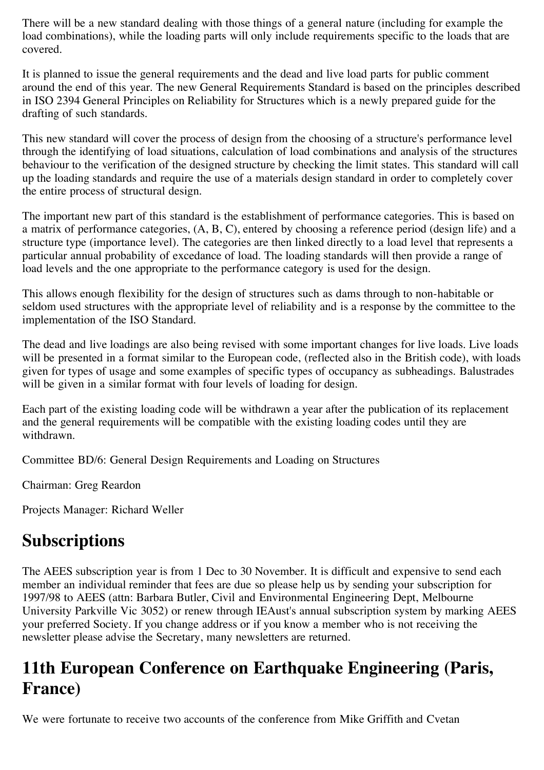There will be a new standard dealing with those things of a general nature (including for example the load combinations), while the loading parts will only include requirements specific to the loads that are covered.

It is planned to issue the general requirements and the dead and live load parts for public comment around the end of this year. The new General Requirements Standard is based on the principles described in ISO 2394 General Principles on Reliability for Structures which is a newly prepared guide for the drafting of such standards.

This new standard will cover the process of design from the choosing of a structure's performance level through the identifying of load situations, calculation of load combinations and analysis of the structures behaviour to the verification of the designed structure by checking the limit states. This standard will call up the loading standards and require the use of a materials design standard in order to completely cover the entire process of structural design.

The important new part of this standard is the establishment of performance categories. This is based on a matrix of performance categories, (A, B, C), entered by choosing a reference period (design life) and a structure type (importance level). The categories are then linked directly to a load level that represents a particular annual probability of excedance of load. The loading standards will then provide a range of load levels and the one appropriate to the performance category is used for the design.

This allows enough flexibility for the design of structures such as dams through to non-habitable or seldom used structures with the appropriate level of reliability and is a response by the committee to the implementation of the ISO Standard.

The dead and live loadings are also being revised with some important changes for live loads. Live loads will be presented in a format similar to the European code, (reflected also in the British code), with loads given for types of usage and some examples of specific types of occupancy as subheadings. Balustrades will be given in a similar format with four levels of loading for design.

Each part of the existing loading code will be withdrawn a year after the publication of its replacement and the general requirements will be compatible with the existing loading codes until they are withdrawn.

Committee BD/6: General Design Requirements and Loading on Structures

Chairman: Greg Reardon

Projects Manager: Richard Weller

## Subscriptions

The AEES subscription year is from 1 Dec to 30 November. It is difficult and expensive to send each member an individual reminder that fees are due so please help us by sending your subscription for 1997/98 to AEES (attn: Barbara Butler, Civil and Environmental Engineering Dept, Melbourne University Parkville Vic 3052) or renew through IEAust's annual subscription system by marking AEES your preferred Society. If you change address or if you know a member who is not receiving the newsletter please advise the Secretary, many newsletters are returned.

## 11th European Conference on Earthquake Engineering (Paris, France)

We were fortunate to receive two accounts of the conference from Mike Griffith and Cvetan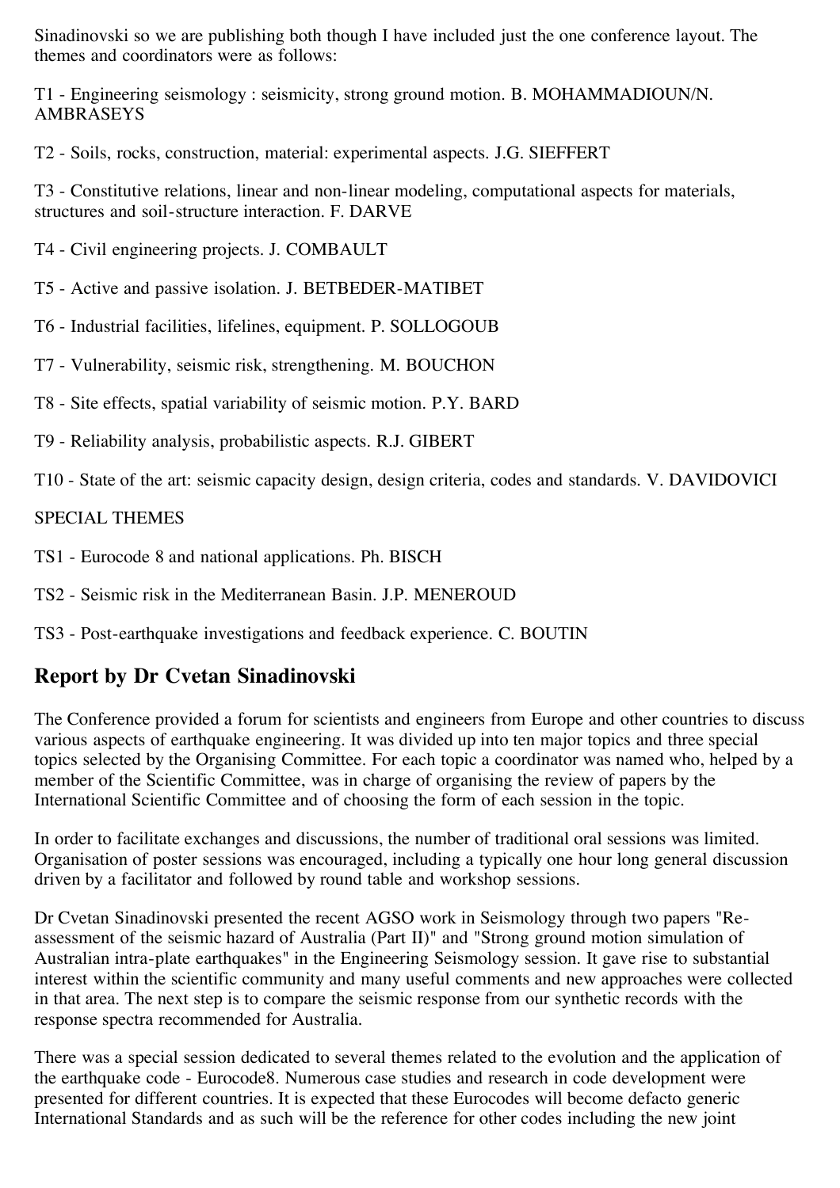Sinadinovski so we are publishing both though I have included just the one conference layout. The themes and coordinators were as follows:

T1 - Engineering seismology : seismicity, strong ground motion. B. MOHAMMADIOUN/N. AMBRASEYS

T2 - Soils, rocks, construction, material: experimental aspects. J.G. SIEFFERT

T3 - Constitutive relations, linear and non-linear modeling, computational aspects for materials, structures and soil-structure interaction. F. DARVE

T4 - Civil engineering projects. J. COMBAULT

T5 - Active and passive isolation. J. BETBEDER-MATIBET

T6 - Industrial facilities, lifelines, equipment. P. SOLLOGOUB

T7 - Vulnerability, seismic risk, strengthening. M. BOUCHON

T8 - Site effects, spatial variability of seismic motion. P.Y. BARD

T9 - Reliability analysis, probabilistic aspects. R.J. GIBERT

T10 - State of the art: seismic capacity design, design criteria, codes and standards. V. DAVIDOVICI

SPECIAL THEMES

TS1 - Eurocode 8 and national applications. Ph. BISCH

TS2 - Seismic risk in the Mediterranean Basin. J.P. MENEROUD

TS3 - Post-earthquake investigations and feedback experience. C. BOUTIN

## Report by Dr Cvetan Sinadinovski

The Conference provided a forum for scientists and engineers from Europe and other countries to discuss various aspects of earthquake engineering. It was divided up into ten major topics and three special topics selected by the Organising Committee. For each topic a coordinator was named who, helped by a member of the Scientific Committee, was in charge of organising the review of papers by the International Scientific Committee and of choosing the form of each session in the topic.

In order to facilitate exchanges and discussions, the number of traditional oral sessions was limited. Organisation of poster sessions was encouraged, including a typically one hour long general discussion driven by a facilitator and followed by round table and workshop sessions.

Dr Cvetan Sinadinovski presented the recent AGSO work in Seismology through two papers "Re-assessment of the seismic hazard of Australia (Part II)" and "Strong ground motion simulation of Australian intra-plate earthquakes" in the Engineering Seismology session. It gave rise to substantial interest within the scientific community and many useful comments and new approaches were collected in that area. The next step is to compare the seismic response from our synthetic records with the response spectra recommended for Australia.

There was a special session dedicated to several themes related to the evolution and the application of the earthquake code - Eurocode8. Numerous case studies and research in code development were presented for different countries. It is expected that these Eurocodes will become defacto generic International Standards and as such will be the reference for other codes including the new joint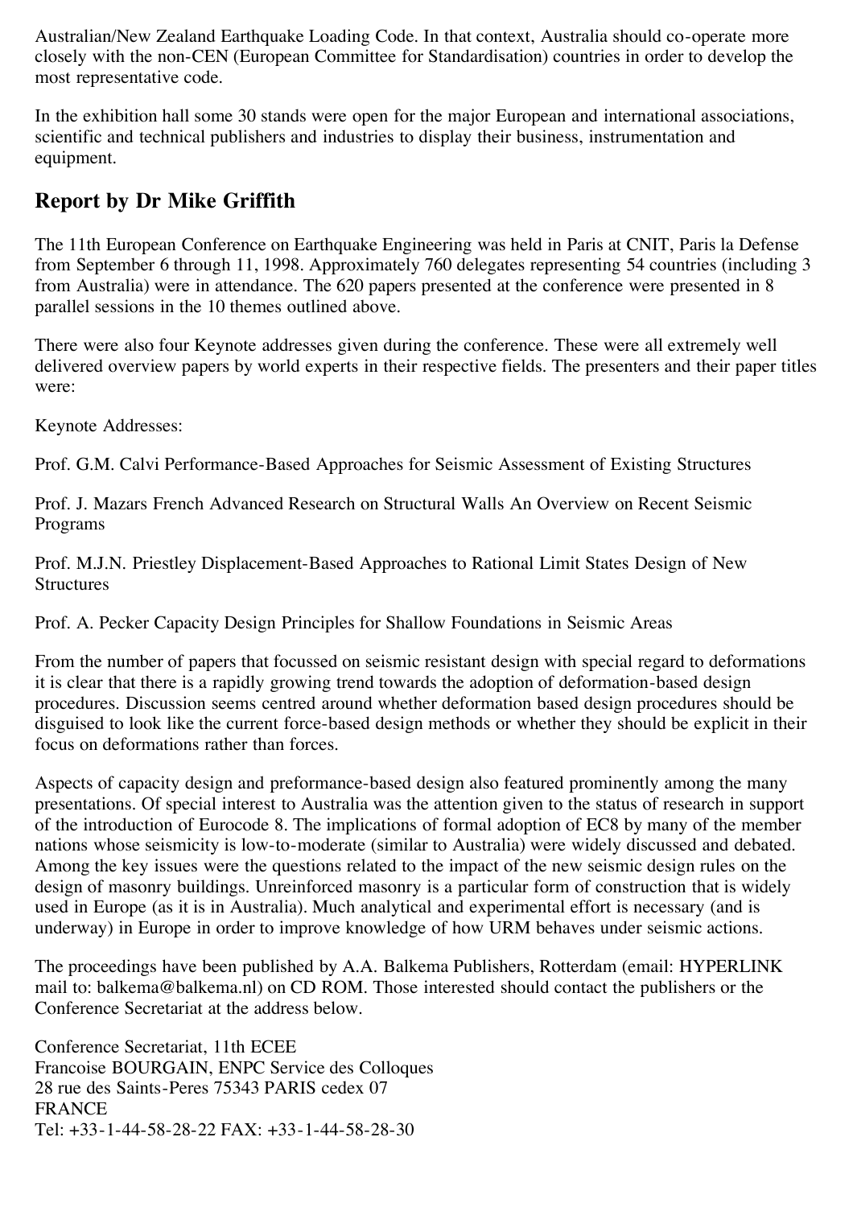Australian/New Zealand Earthquake Loading Code. In that context, Australia should co-operate more closely with the non-CEN (European Committee for Standardisation) countries in order to develop the most representative code.

In the exhibition hall some 30 stands were open for the major European and international associations, scientific and technical publishers and industries to display their business, instrumentation and equipment.

## Report by Dr Mike Griffith

The 11th European Conference on Earthquake Engineering was held in Paris at CNIT, Paris la Defense from September 6 through 11, 1998. Approximately 760 delegates representing 54 countries (including 3 from Australia) were in attendance. The 620 papers presented at the conference were presented in 8 parallel sessions in the 10 themes outlined above.

There were also four Keynote addresses given during the conference. These were all extremely well delivered overview papers by world experts in their respective fields. The presenters and their paper titles were:

Keynote Addresses:

Prof. G.M. Calvi Performance-Based Approaches for Seismic Assessment of Existing Structures

Prof. J. Mazars French Advanced Research on Structural Walls An Overview on Recent Seismic Programs

Prof. M.J.N. Priestley Displacement-Based Approaches to Rational Limit States Design of New Structures

Prof. A. Pecker Capacity Design Principles for Shallow Foundations in Seismic Areas

From the number of papers that focussed on seismic resistant design with special regard to deformations it is clear that there is a rapidly growing trend towards the adoption of deformation-based design procedures. Discussion seems centred around whether deformation based design procedures should be disguised to look like the current force-based design methods or whether they should be explicit in their focus on deformations rather than forces.

Aspects of capacity design and preformance-based design also featured prominently among the many presentations. Of special interest to Australia was the attention given to the status of research in support of the introduction of Eurocode 8. The implications of formal adoption of EC8 by many of the member nations whose seismicity is low-to-moderate (similar to Australia) were widely discussed and debated. Among the key issues were the questions related to the impact of the new seismic design rules on the design of masonry buildings. Unreinforced masonry is a particular form of construction that is widely used in Europe (as it is in Australia). Much analytical and experimental effort is necessary (and is underway) in Europe in order to improve knowledge of how URM behaves under seismic actions.

The proceedings have been published by A.A. Balkema Publishers, Rotterdam (email: HYPERLINK mail to: balkema@balkema.nl) on CD ROM. Those interested should contact the publishers or the Conference Secretariat at the address below.

Conference Secretariat, 11th ECEE
Francoise BOURGAIN, ENPC Service des Colloques
28 rue des Saints-Peres 75343 PARIS cedex 07
FRANCE
Tel: +33-1-44-58-28-22 FAX: +33-1-44-58-28-30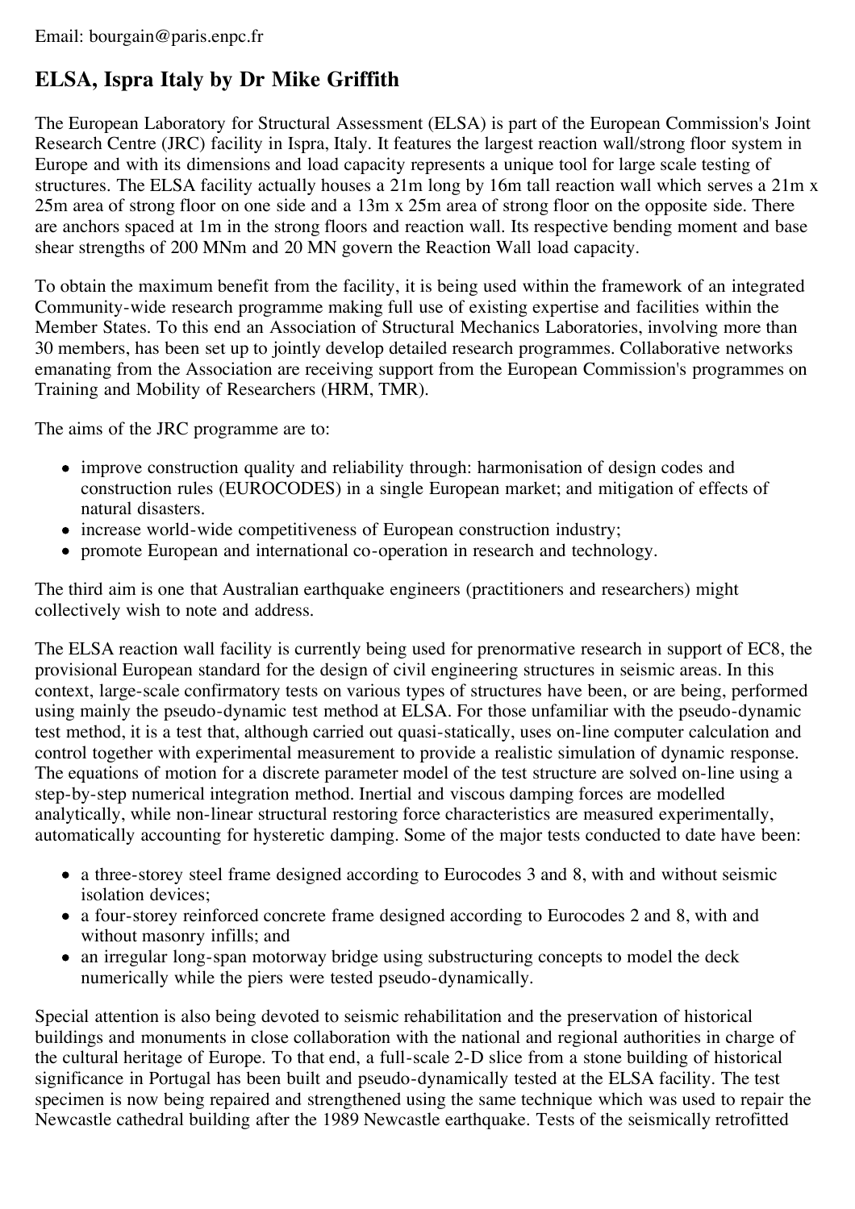Email: bourgain@paris.enpc.fr

## ELSA, Ispra Italy by Dr Mike Griffith

The European Laboratory for Structural Assessment (ELSA) is part of the European Commission's Joint Research Centre (JRC) facility in Ispra, Italy. It features the largest reaction wall/strong floor system in Europe and with its dimensions and load capacity represents a unique tool for large scale testing of structures. The ELSA facility actually houses a 21m long by 16m tall reaction wall which serves a 21m x 25m area of strong floor on one side and a 13m x 25m area of strong floor on the opposite side. There are anchors spaced at 1m in the strong floors and reaction wall. Its respective bending moment and base shear strengths of 200 MNm and 20 MN govern the Reaction Wall load capacity.

To obtain the maximum benefit from the facility, it is being used within the framework of an integrated Community-wide research programme making full use of existing expertise and facilities within the Member States. To this end an Association of Structural Mechanics Laboratories, involving more than 30 members, has been set up to jointly develop detailed research programmes. Collaborative networks emanating from the Association are receiving support from the European Commission's programmes on Training and Mobility of Researchers (HRM, TMR).

The aims of the JRC programme are to:

- improve construction quality and reliability through: harmonisation of design codes and construction rules (EUROCODES) in a single European market; and mitigation of effects of natural disasters.
- increase world-wide competitiveness of European construction industry;
- promote European and international co-operation in research and technology.

The third aim is one that Australian earthquake engineers (practitioners and researchers) might collectively wish to note and address.

The ELSA reaction wall facility is currently being used for prenormative research in support of EC8, the provisional European standard for the design of civil engineering structures in seismic areas. In this context, large-scale confirmatory tests on various types of structures have been, or are being, performed using mainly the pseudo-dynamic test method at ELSA. For those unfamiliar with the pseudo-dynamic test method, it is a test that, although carried out quasi-statically, uses on-line computer calculation and control together with experimental measurement to provide a realistic simulation of dynamic response. The equations of motion for a discrete parameter model of the test structure are solved on-line using a step-by-step numerical integration method. Inertial and viscous damping forces are modelled analytically, while non-linear structural restoring force characteristics are measured experimentally, automatically accounting for hysteretic damping. Some of the major tests conducted to date have been:

- a three-storey steel frame designed according to Eurocodes 3 and 8, with and without seismic isolation devices;
- a four-storey reinforced concrete frame designed according to Eurocodes 2 and 8, with and without masonry infills; and
- an irregular long-span motorway bridge using substructuring concepts to model the deck numerically while the piers were tested pseudo-dynamically.

Special attention is also being devoted to seismic rehabilitation and the preservation of historical buildings and monuments in close collaboration with the national and regional authorities in charge of the cultural heritage of Europe. To that end, a full-scale 2-D slice from a stone building of historical significance in Portugal has been built and pseudo-dynamically tested at the ELSA facility. The test specimen is now being repaired and strengthened using the same technique which was used to repair the Newcastle cathedral building after the 1989 Newcastle earthquake. Tests of the seismically retrofitted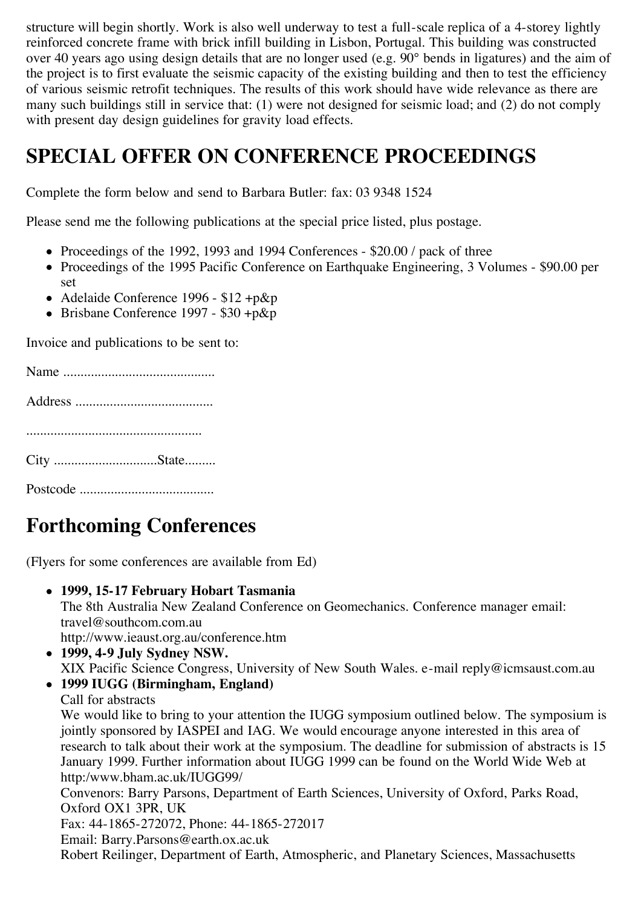structure will begin shortly. Work is also well underway to test a full-scale replica of a 4-storey lightly reinforced concrete frame with brick infill building in Lisbon, Portugal. This building was constructed over 40 years ago using design details that are no longer used (e.g. 90° bends in ligatures) and the aim of the project is to first evaluate the seismic capacity of the existing building and then to test the efficiency of various seismic retrofit techniques. The results of this work should have wide relevance as there are many such buildings still in service that: (1) were not designed for seismic load; and (2) do not comply with present day design guidelines for gravity load effects.

# SPECIAL OFFER ON CONFERENCE PROCEEDINGS

Complete the form below and send to Barbara Butler: fax: 03 9348 1524

Please send me the following publications at the special price listed, plus postage.

- Proceedings of the 1992, 1993 and 1994 Conferences - $20.00 / pack of three
- Proceedings of the 1995 Pacific Conference on Earthquake Engineering, 3 Volumes - $90.00 per set
- Adelaide Conference 1996 - $12 +p&p
- Brisbane Conference 1997 - $30 +p&p

Invoice and publications to be sent to:

Name ...........................................

Address .......................................

..................................................

City .............................State.........

Postcode ......................................

# Forthcoming Conferences

(Flyers for some conferences are available from Ed)

- **1999, 15-17 February Hobart Tasmania**
  The 8th Australia New Zealand Conference on Geomechanics. Conference manager email: travel@southcom.com.au
  http://www.ieaust.org.au/conference.htm
- **1999, 4-9 July Sydney NSW.**
  XIX Pacific Science Congress, University of New South Wales. e-mail reply@icmsaust.com.au
- **1999 IUGG (Birmingham, England)**
  Call for abstracts
  We would like to bring to your attention the IUGG symposium outlined below. The symposium is jointly sponsored by IASPEI and IAG. We would encourage anyone interested in this area of research to talk about their work at the symposium. The deadline for submission of abstracts is 15 January 1999. Further information about IUGG 1999 can be found on the World Wide Web at http:/www.bham.ac.uk/IUGG99/
  Convenors: Barry Parsons, Department of Earth Sciences, University of Oxford, Parks Road, Oxford OX1 3PR, UK
  Fax: 44-1865-272072, Phone: 44-1865-272017
  Email: Barry.Parsons@earth.ox.ac.uk
  Robert Reilinger, Department of Earth, Atmospheric, and Planetary Sciences, Massachusetts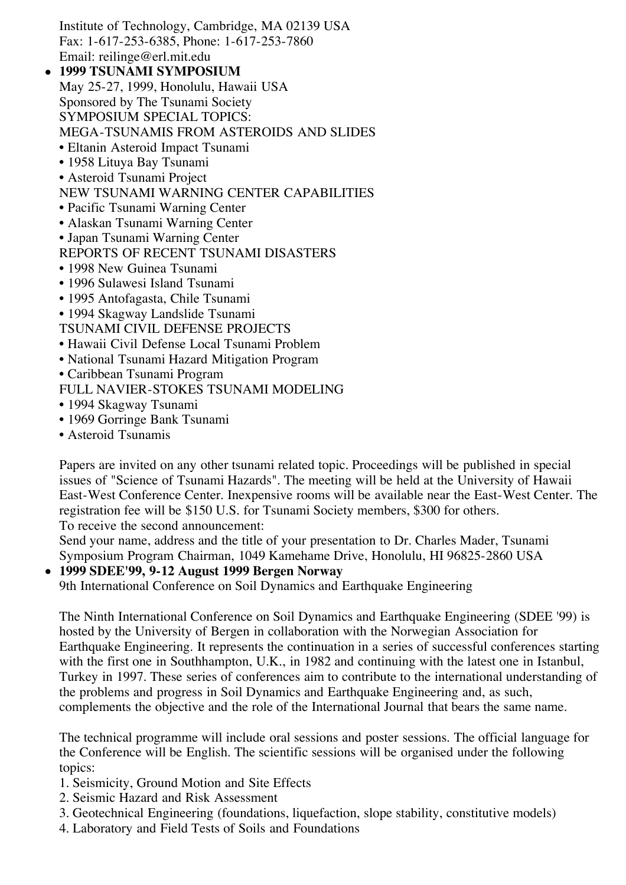Institute of Technology, Cambridge, MA 02139 USA
Fax: 1-617-253-6385, Phone: 1-617-253-7860
Email: reilinge@erl.mit.edu

- **1999 TSUNAMI SYMPOSIUM**
  May 25-27, 1999, Honolulu, Hawaii USA
  Sponsored by The Tsunami Society
  SYMPOSIUM SPECIAL TOPICS:
  MEGA-TSUNAMIS FROM ASTEROIDS AND SLIDES
  • Eltanin Asteroid Impact Tsunami
  • 1958 Lituya Bay Tsunami
  • Asteroid Tsunami Project
  NEW TSUNAMI WARNING CENTER CAPABILITIES
  • Pacific Tsunami Warning Center
  • Alaskan Tsunami Warning Center
  • Japan Tsunami Warning Center
  REPORTS OF RECENT TSUNAMI DISASTERS
  • 1998 New Guinea Tsunami
  • 1996 Sulawesi Island Tsunami
  • 1995 Antofagasta, Chile Tsunami
  • 1994 Skagway Landslide Tsunami
  TSUNAMI CIVIL DEFENSE PROJECTS
  • Hawaii Civil Defense Local Tsunami Problem
  • National Tsunami Hazard Mitigation Program
  • Caribbean Tsunami Program
  FULL NAVIER-STOKES TSUNAMI MODELING
  • 1994 Skagway Tsunami
  • 1969 Gorringe Bank Tsunami
  • Asteroid Tsunamis

  Papers are invited on any other tsunami related topic. Proceedings will be published in special issues of "Science of Tsunami Hazards". The meeting will be held at the University of Hawaii East-West Conference Center. Inexpensive rooms will be available near the East-West Center. The registration fee will be $150 U.S. for Tsunami Society members, $300 for others.
  To receive the second announcement:
  Send your name, address and the title of your presentation to Dr. Charles Mader, Tsunami Symposium Program Chairman, 1049 Kamehame Drive, Honolulu, HI 96825-2860 USA

- **1999 SDEE'99, 9-12 August 1999 Bergen Norway**
  9th International Conference on Soil Dynamics and Earthquake Engineering

  The Ninth International Conference on Soil Dynamics and Earthquake Engineering (SDEE '99) is hosted by the University of Bergen in collaboration with the Norwegian Association for Earthquake Engineering. It represents the continuation in a series of successful conferences starting with the first one in Southhampton, U.K., in 1982 and continuing with the latest one in Istanbul, Turkey in 1997. These series of conferences aim to contribute to the international understanding of the problems and progress in Soil Dynamics and Earthquake Engineering and, as such, complements the objective and the role of the International Journal that bears the same name.

  The technical programme will include oral sessions and poster sessions. The official language for the Conference will be English. The scientific sessions will be organised under the following topics:
  1. Seismicity, Ground Motion and Site Effects
  2. Seismic Hazard and Risk Assessment
  3. Geotechnical Engineering (foundations, liquefaction, slope stability, constitutive models)
  4. Laboratory and Field Tests of Soils and Foundations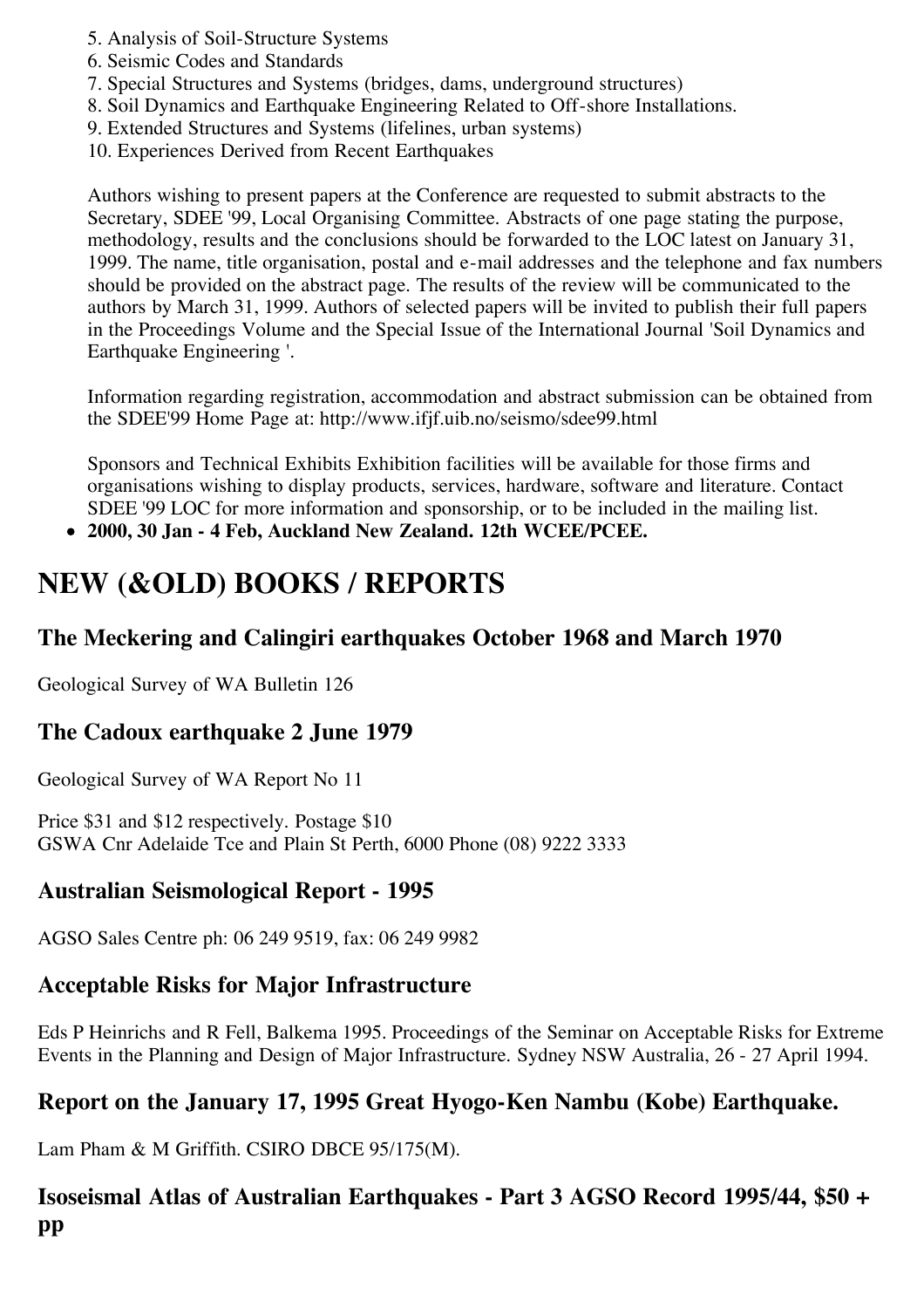5. Analysis of Soil-Structure Systems
6. Seismic Codes and Standards
7. Special Structures and Systems (bridges, dams, underground structures)
8. Soil Dynamics and Earthquake Engineering Related to Off-shore Installations.
9. Extended Structures and Systems (lifelines, urban systems)
10. Experiences Derived from Recent Earthquakes

Authors wishing to present papers at the Conference are requested to submit abstracts to the Secretary, SDEE '99, Local Organising Committee. Abstracts of one page stating the purpose, methodology, results and the conclusions should be forwarded to the LOC latest on January 31, 1999. The name, title organisation, postal and e-mail addresses and the telephone and fax numbers should be provided on the abstract page. The results of the review will be communicated to the authors by March 31, 1999. Authors of selected papers will be invited to publish their full papers in the Proceedings Volume and the Special Issue of the International Journal 'Soil Dynamics and Earthquake Engineering '.

Information regarding registration, accommodation and abstract submission can be obtained from the SDEE'99 Home Page at: http://www.ifjf.uib.no/seismo/sdee99.html

Sponsors and Technical Exhibits Exhibition facilities will be available for those firms and organisations wishing to display products, services, hardware, software and literature. Contact SDEE '99 LOC for more information and sponsorship, or to be included in the mailing list.

- **2000, 30 Jan - 4 Feb, Auckland New Zealand. 12th WCEE/PCEE.**

# NEW (&OLD) BOOKS / REPORTS

## The Meckering and Calingiri earthquakes October 1968 and March 1970

Geological Survey of WA Bulletin 126

## The Cadoux earthquake 2 June 1979

Geological Survey of WA Report No 11

Price $31 and $12 respectively. Postage $10
GSWA Cnr Adelaide Tce and Plain St Perth, 6000 Phone (08) 9222 3333

## Australian Seismological Report - 1995

AGSO Sales Centre ph: 06 249 9519, fax: 06 249 9982

## Acceptable Risks for Major Infrastructure

Eds P Heinrichs and R Fell, Balkema 1995. Proceedings of the Seminar on Acceptable Risks for Extreme Events in the Planning and Design of Major Infrastructure. Sydney NSW Australia, 26 - 27 April 1994.

## Report on the January 17, 1995 Great Hyogo-Ken Nambu (Kobe) Earthquake.

Lam Pham & M Griffith. CSIRO DBCE 95/175(M).

## Isoseismal Atlas of Australian Earthquakes - Part 3 AGSO Record 1995/44, $50 + pp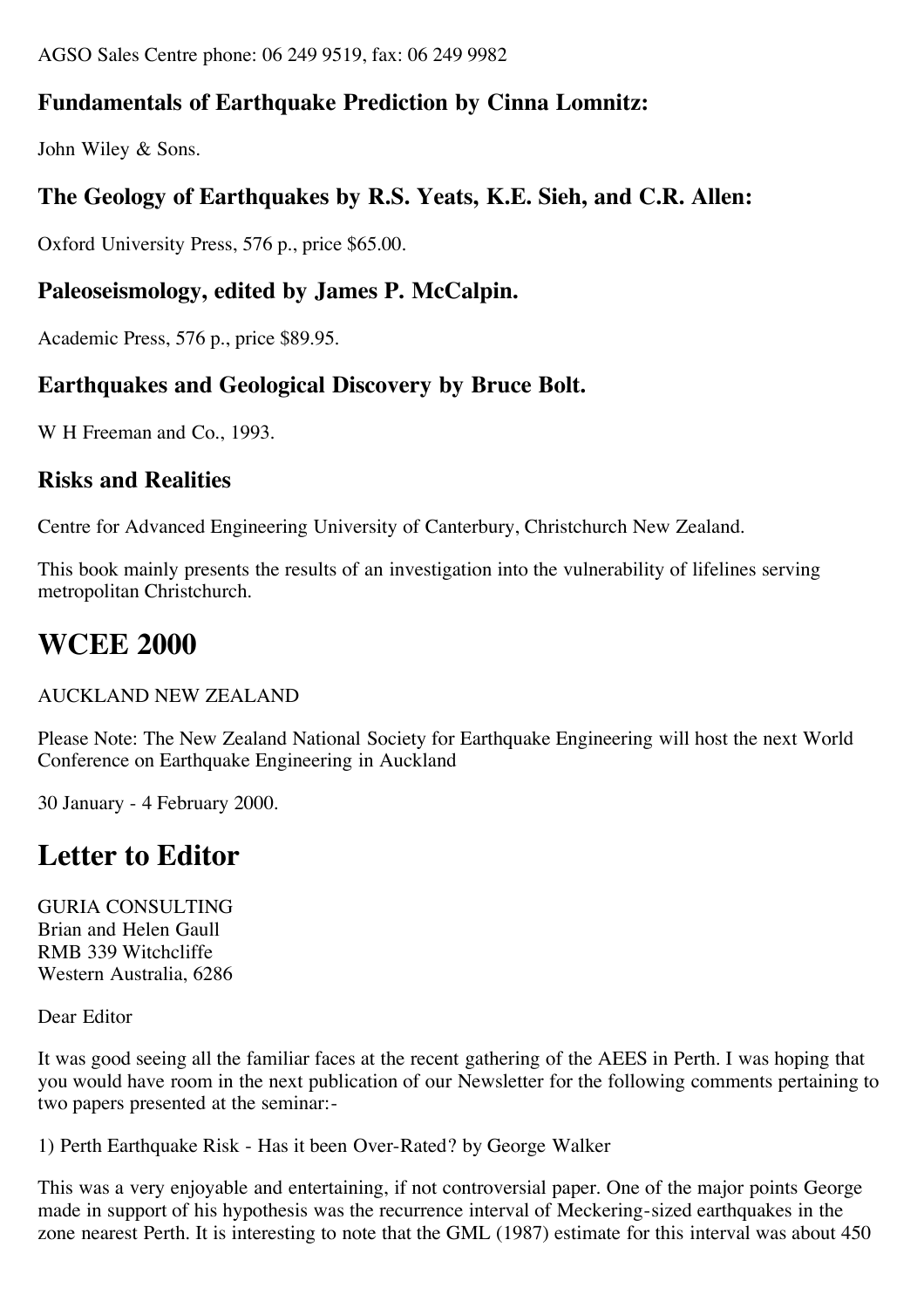AGSO Sales Centre phone: 06 249 9519, fax: 06 249 9982

### Fundamentals of Earthquake Prediction by Cinna Lomnitz:

John Wiley & Sons.

### The Geology of Earthquakes by R.S. Yeats, K.E. Sieh, and C.R. Allen:

Oxford University Press, 576 p., price $65.00.

### Paleoseismology, edited by James P. McCalpin.

Academic Press, 576 p., price $89.95.

### Earthquakes and Geological Discovery by Bruce Bolt.

W H Freeman and Co., 1993.

### Risks and Realities

Centre for Advanced Engineering University of Canterbury, Christchurch New Zealand.

This book mainly presents the results of an investigation into the vulnerability of lifelines serving metropolitan Christchurch.

# WCEE 2000

AUCKLAND NEW ZEALAND

Please Note: The New Zealand National Society for Earthquake Engineering will host the next World Conference on Earthquake Engineering in Auckland

30 January - 4 February 2000.

# Letter to Editor

GURIA CONSULTING
Brian and Helen Gaull
RMB 339 Witchcliffe
Western Australia, 6286

Dear Editor

It was good seeing all the familiar faces at the recent gathering of the AEES in Perth. I was hoping that you would have room in the next publication of our Newsletter for the following comments pertaining to two papers presented at the seminar:-

1) Perth Earthquake Risk - Has it been Over-Rated? by George Walker

This was a very enjoyable and entertaining, if not controversial paper. One of the major points George made in support of his hypothesis was the recurrence interval of Meckering-sized earthquakes in the zone nearest Perth. It is interesting to note that the GML (1987) estimate for this interval was about 450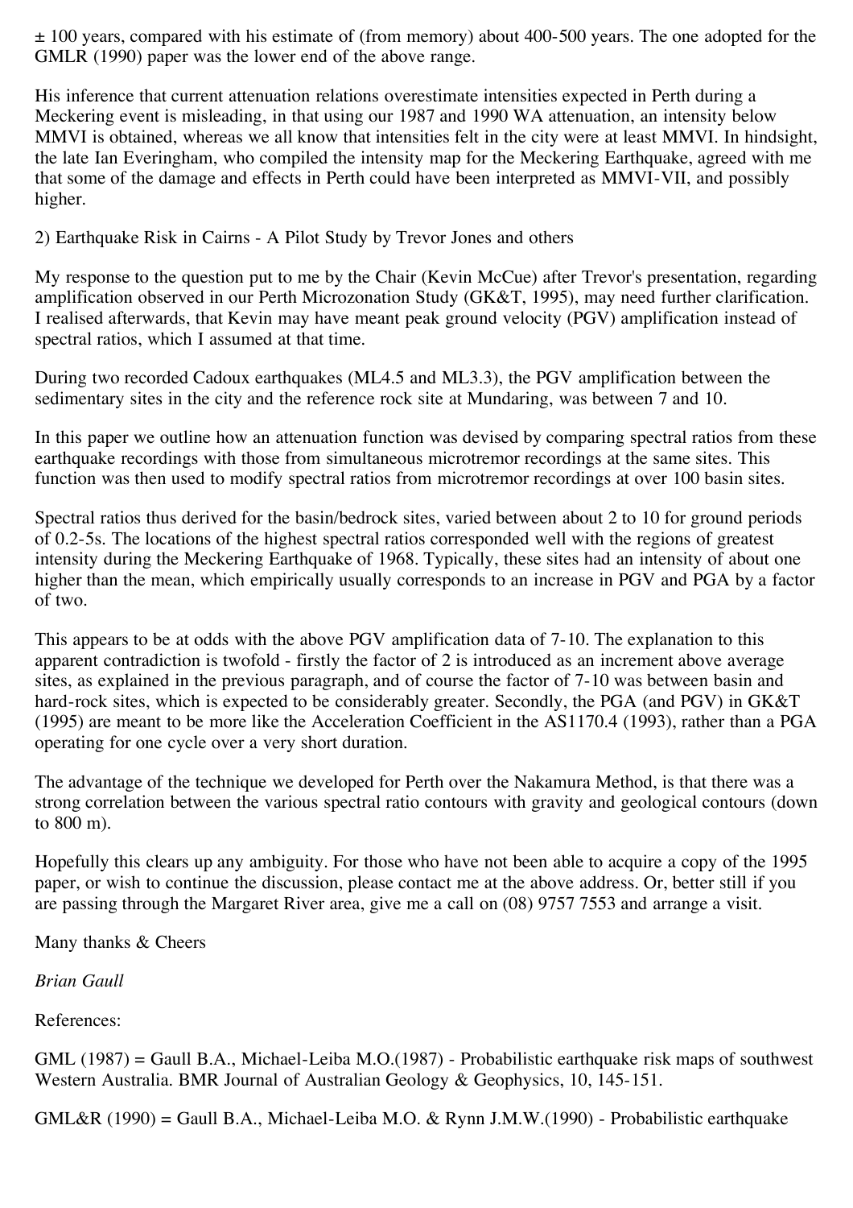± 100 years, compared with his estimate of (from memory) about 400-500 years. The one adopted for the GMLR (1990) paper was the lower end of the above range.

His inference that current attenuation relations overestimate intensities expected in Perth during a Meckering event is misleading, in that using our 1987 and 1990 WA attenuation, an intensity below MMVI is obtained, whereas we all know that intensities felt in the city were at least MMVI. In hindsight, the late Ian Everingham, who compiled the intensity map for the Meckering Earthquake, agreed with me that some of the damage and effects in Perth could have been interpreted as MMVI-VII, and possibly higher.

2) Earthquake Risk in Cairns - A Pilot Study by Trevor Jones and others

My response to the question put to me by the Chair (Kevin McCue) after Trevor's presentation, regarding amplification observed in our Perth Microzonation Study (GK&T, 1995), may need further clarification. I realised afterwards, that Kevin may have meant peak ground velocity (PGV) amplification instead of spectral ratios, which I assumed at that time.

During two recorded Cadoux earthquakes (ML4.5 and ML3.3), the PGV amplification between the sedimentary sites in the city and the reference rock site at Mundaring, was between 7 and 10.

In this paper we outline how an attenuation function was devised by comparing spectral ratios from these earthquake recordings with those from simultaneous microtremor recordings at the same sites. This function was then used to modify spectral ratios from microtremor recordings at over 100 basin sites.

Spectral ratios thus derived for the basin/bedrock sites, varied between about 2 to 10 for ground periods of 0.2-5s. The locations of the highest spectral ratios corresponded well with the regions of greatest intensity during the Meckering Earthquake of 1968. Typically, these sites had an intensity of about one higher than the mean, which empirically usually corresponds to an increase in PGV and PGA by a factor of two.

This appears to be at odds with the above PGV amplification data of 7-10. The explanation to this apparent contradiction is twofold - firstly the factor of 2 is introduced as an increment above average sites, as explained in the previous paragraph, and of course the factor of 7-10 was between basin and hard-rock sites, which is expected to be considerably greater. Secondly, the PGA (and PGV) in GK&T (1995) are meant to be more like the Acceleration Coefficient in the AS1170.4 (1993), rather than a PGA operating for one cycle over a very short duration.

The advantage of the technique we developed for Perth over the Nakamura Method, is that there was a strong correlation between the various spectral ratio contours with gravity and geological contours (down to 800 m).

Hopefully this clears up any ambiguity. For those who have not been able to acquire a copy of the 1995 paper, or wish to continue the discussion, please contact me at the above address. Or, better still if you are passing through the Margaret River area, give me a call on (08) 9757 7553 and arrange a visit.

Many thanks & Cheers

*Brian Gaull*

References:

GML (1987) = Gaull B.A., Michael-Leiba M.O.(1987) - Probabilistic earthquake risk maps of southwest Western Australia. BMR Journal of Australian Geology & Geophysics, 10, 145-151.

GML&R (1990) = Gaull B.A., Michael-Leiba M.O. & Rynn J.M.W.(1990) - Probabilistic earthquake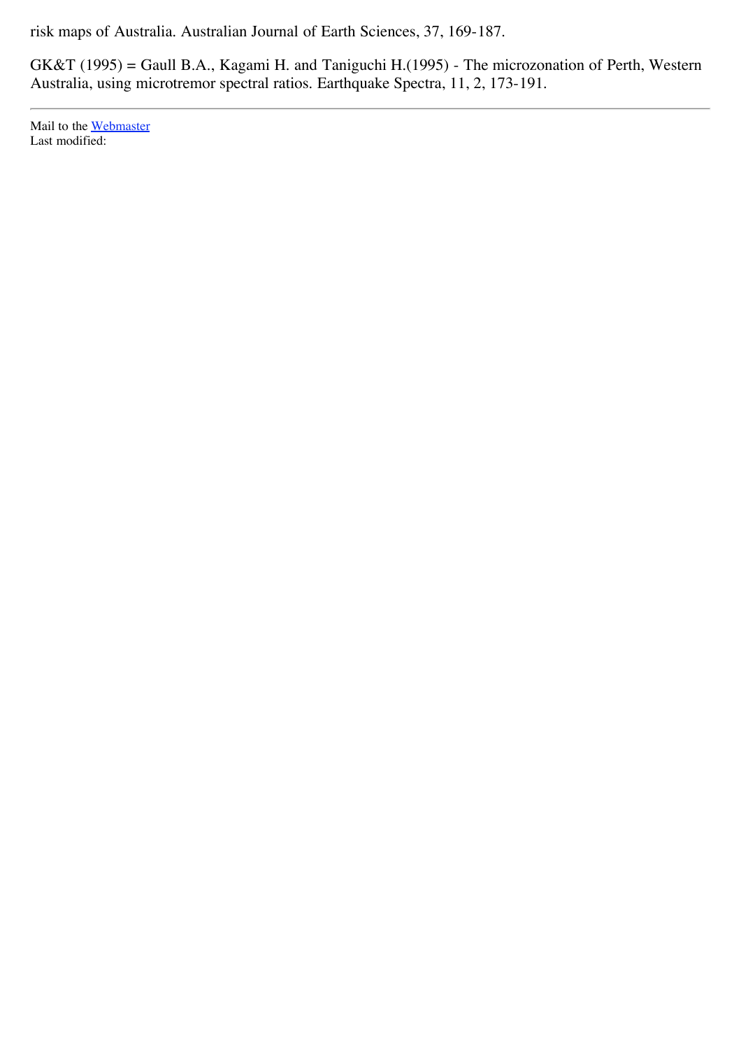risk maps of Australia. Australian Journal of Earth Sciences, 37, 169-187.

GK&T (1995) = Gaull B.A., Kagami H. and Taniguchi H.(1995) - The microzonation of Perth, Western Australia, using microtremor spectral ratios. Earthquake Spectra, 11, 2, 173-191.

---

Mail to the Webmaster
Last modified: